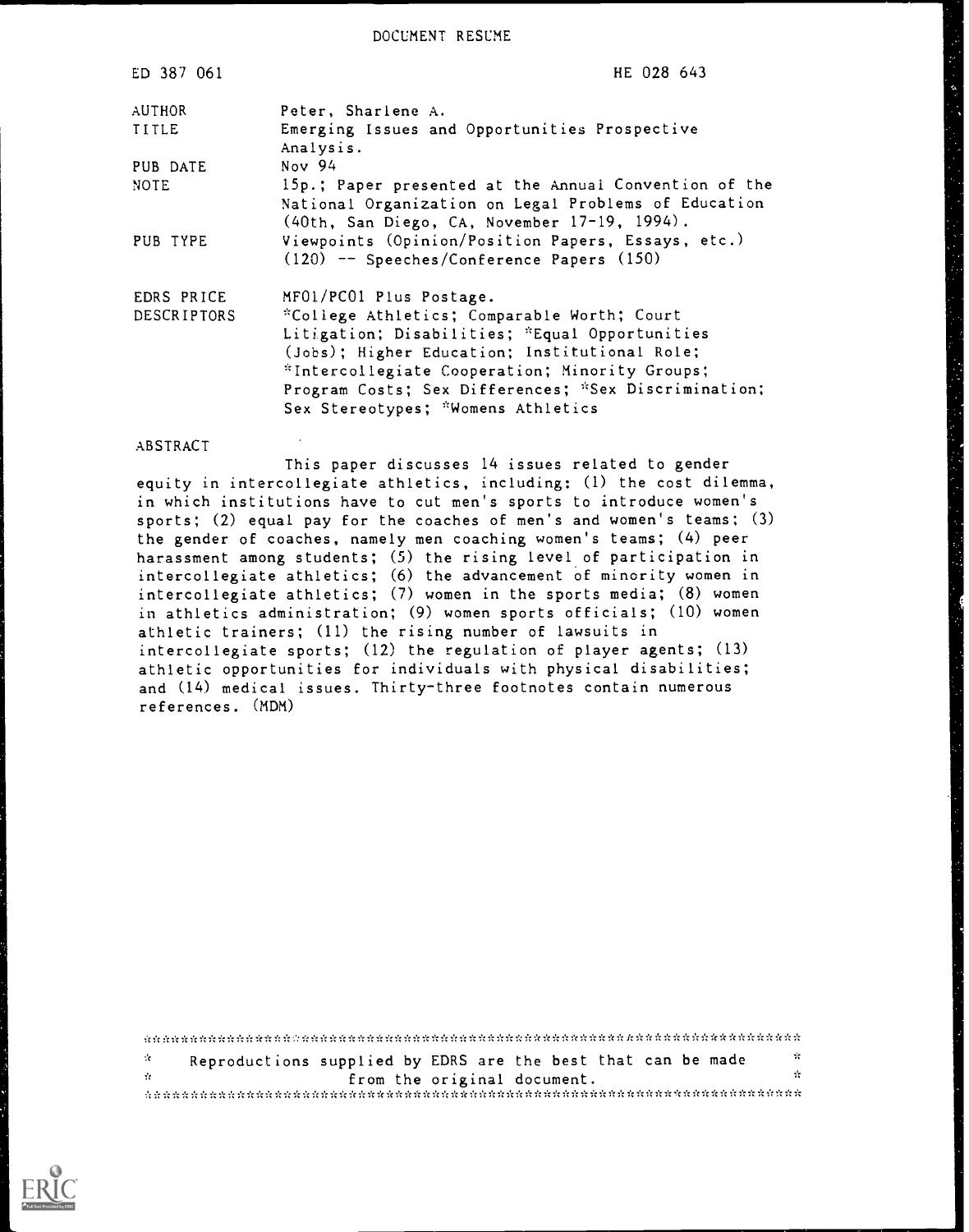DOCUMENT RESUME

| | | |
|---|---|---|
| ED 387 061 | | HE 028 643 |
| AUTHOR | Peter, Sharlene A. | |
| TITLE | Emerging Issues and Opportunities Prospective Analysis. | |
| PUB DATE | Nov 94 | |
| NOTE | 15p.; Paper presented at the Annual Convention of the National Organization on Legal Problems of Education (40th, San Diego, CA, November 17-19, 1994). | |
| PUB TYPE | Viewpoints (Opinion/Position Papers, Essays, etc.) (120) -- Speeches/Conference Papers (150) | |
| EDRS PRICE | MF01/PC01 Plus Postage. | |
| DESCRIPTORS | *College Athletics; Comparable Worth; Court Litigation; Disabilities; *Equal Opportunities (Jobs); Higher Education; Institutional Role; *Intercollegiate Cooperation; Minority Groups; Program Costs; Sex Differences; *Sex Discrimination; Sex Stereotypes; *Womens Athletics | |

ABSTRACT

This paper discusses 14 issues related to gender equity in intercollegiate athletics, including: (1) the cost dilemma, in which institutions have to cut men's sports to introduce women's sports; (2) equal pay for the coaches of men's and women's teams; (3) the gender of coaches, namely men coaching women's teams; (4) peer harassment among students; (5) the rising level of participation in intercollegiate athletics; (6) the advancement of minority women in intercollegiate athletics; (7) women in the sports media; (8) women in athletics administration; (9) women sports officials; (10) women athletic trainers; (11) the rising number of lawsuits in intercollegiate sports; (12) the regulation of player agents; (13) athletic opportunities for individuals with physical disabilities; and (14) medical issues. Thirty-three footnotes contain numerous references. (MDM)

***********************************************************************

\* Reproductions supplied by EDRS are the best that can be made \*
\* from the original document. \*

***********************************************************************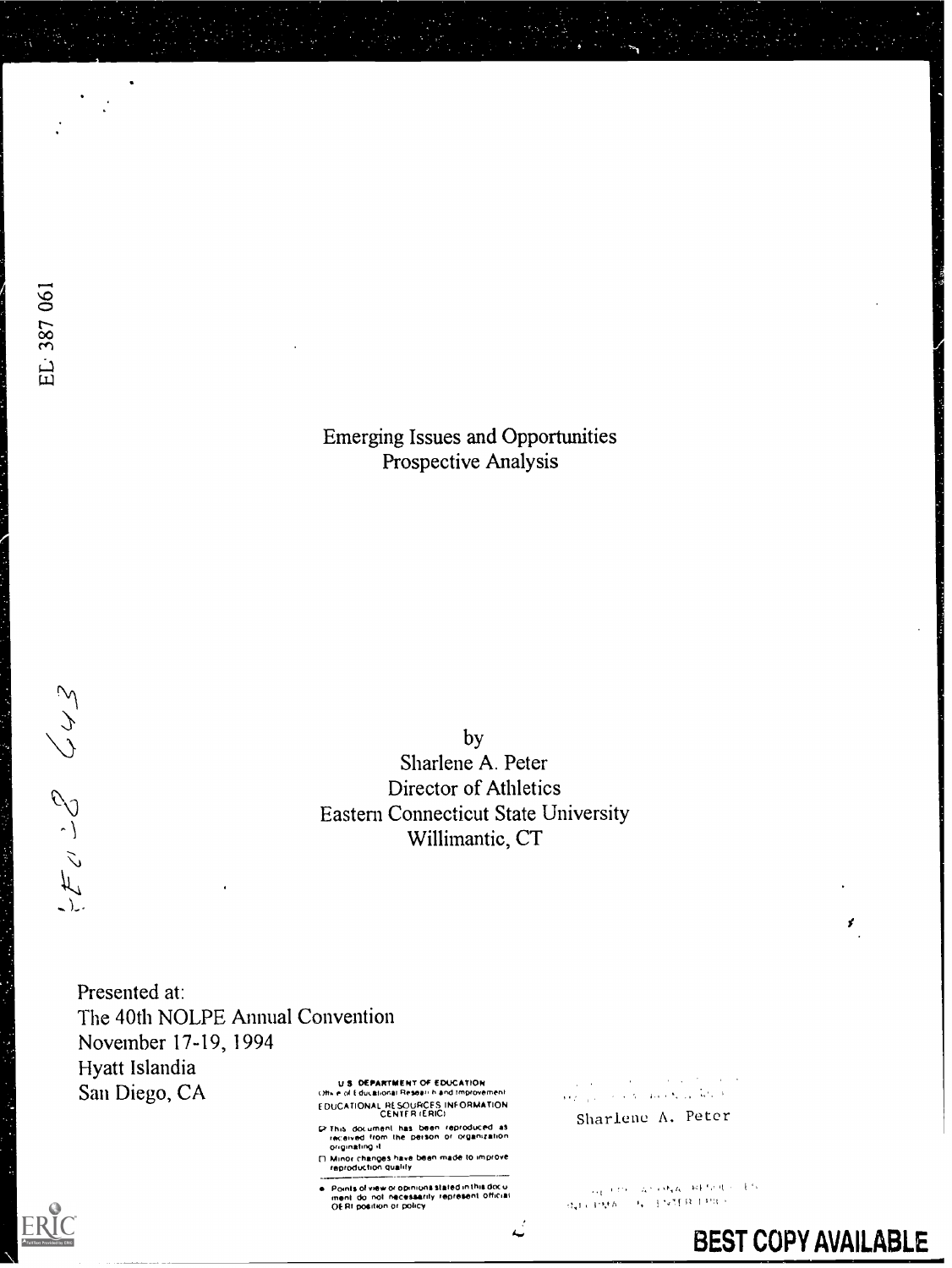ED 387 061

# Emerging Issues and Opportunities
## Prospective Analysis

by
Sharlene A. Peter
Director of Athletics
Eastern Connecticut State University
Willimantic, CT

Presented at:
The 40th NOLPE Annual Convention
November 17-19, 1994
Hyatt Islandia
San Diego, CA

U.S. DEPARTMENT OF EDUCATION
Office of Educational Research and Improvement
EDUCATIONAL RESOURCES INFORMATION CENTER (ERIC)

- This document has been reproduced as received from the person or organization originating it.
- Minor changes have been made to improve reproduction quality.
- Points of view or opinions stated in this document do not necessarily represent official OERI position or policy.

Sharlene A. Peter

BEST COPY AVAILABLE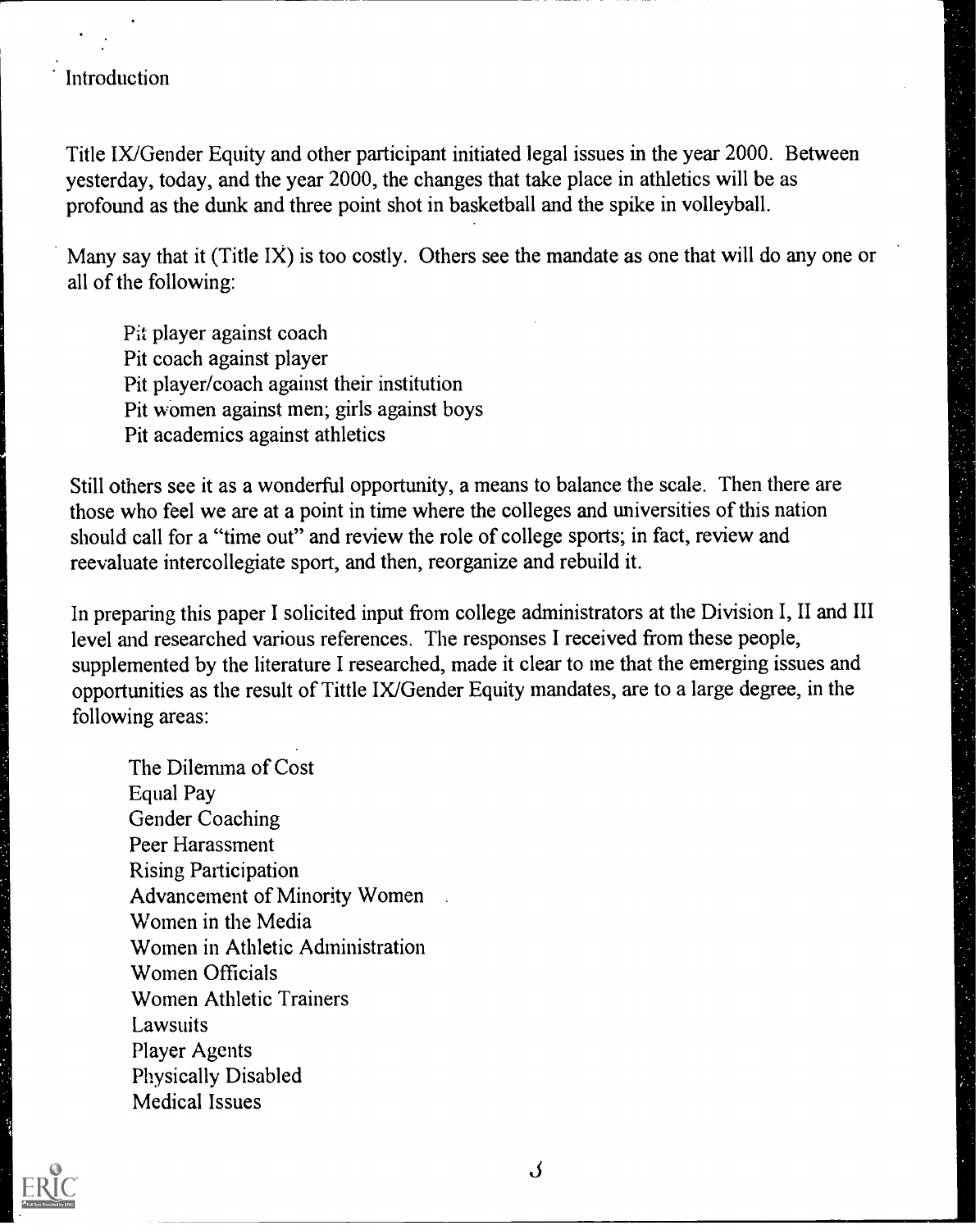## Introduction

Title IX/Gender Equity and other participant initiated legal issues in the year 2000. Between yesterday, today, and the year 2000, the changes that take place in athletics will be as profound as the dunk and three point shot in basketball and the spike in volleyball.

Many say that it (Title IX) is too costly. Others see the mandate as one that will do any one or all of the following:

- Pit player against coach
- Pit coach against player
- Pit player/coach against their institution
- Pit women against men; girls against boys
- Pit academics against athletics

Still others see it as a wonderful opportunity, a means to balance the scale. Then there are those who feel we are at a point in time where the colleges and universities of this nation should call for a "time out" and review the role of college sports; in fact, review and reevaluate intercollegiate sport, and then, reorganize and rebuild it.

In preparing this paper I solicited input from college administrators at the Division I, II and III level and researched various references. The responses I received from these people, supplemented by the literature I researched, made it clear to me that the emerging issues and opportunities as the result of Tittle IX/Gender Equity mandates, are to a large degree, in the following areas:

- The Dilemma of Cost
- Equal Pay
- Gender Coaching
- Peer Harassment
- Rising Participation
- Advancement of Minority Women
- Women in the Media
- Women in Athletic Administration
- Women Officials
- Women Athletic Trainers
- Lawsuits
- Player Agents
- Physically Disabled
- Medical Issues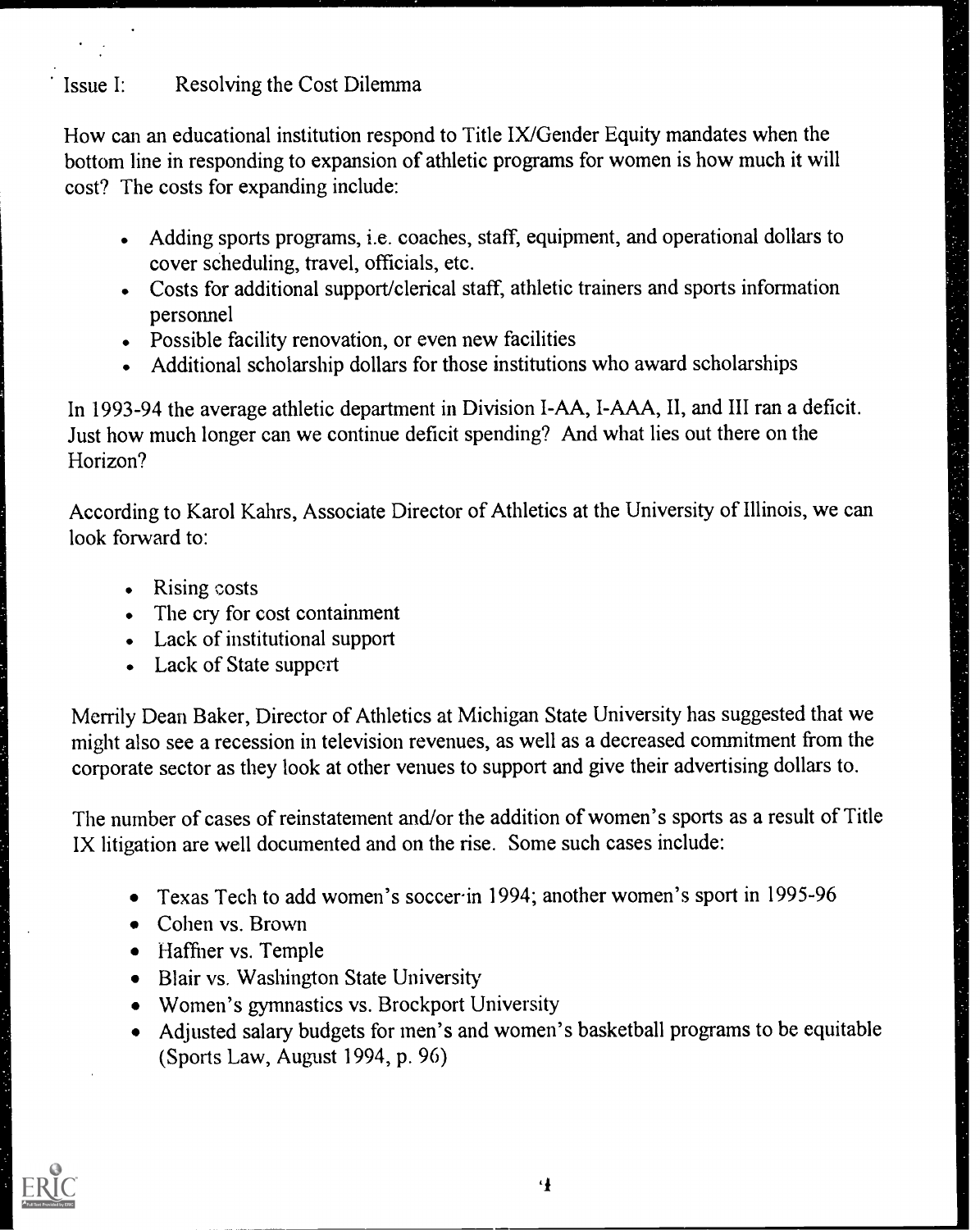## Issue I: Resolving the Cost Dilemma

How can an educational institution respond to Title IX/Gender Equity mandates when the bottom line in responding to expansion of athletic programs for women is how much it will cost? The costs for expanding include:

- Adding sports programs, i.e. coaches, staff, equipment, and operational dollars to cover scheduling, travel, officials, etc.
- Costs for additional support/clerical staff, athletic trainers and sports information personnel
- Possible facility renovation, or even new facilities
- Additional scholarship dollars for those institutions who award scholarships

In 1993-94 the average athletic department in Division I-AA, I-AAA, II, and III ran a deficit. Just how much longer can we continue deficit spending? And what lies out there on the Horizon?

According to Karol Kahrs, Associate Director of Athletics at the University of Illinois, we can look forward to:

- Rising costs
- The cry for cost containment
- Lack of institutional support
- Lack of State support

Merrily Dean Baker, Director of Athletics at Michigan State University has suggested that we might also see a recession in television revenues, as well as a decreased commitment from the corporate sector as they look at other venues to support and give their advertising dollars to.

The number of cases of reinstatement and/or the addition of women's sports as a result of Title IX litigation are well documented and on the rise. Some such cases include:

- Texas Tech to add women's soccer in 1994; another women's sport in 1995-96
- Cohen vs. Brown
- Haffner vs. Temple
- Blair vs. Washington State University
- Women's gymnastics vs. Brockport University
- Adjusted salary budgets for men's and women's basketball programs to be equitable (Sports Law, August 1994, p. 96)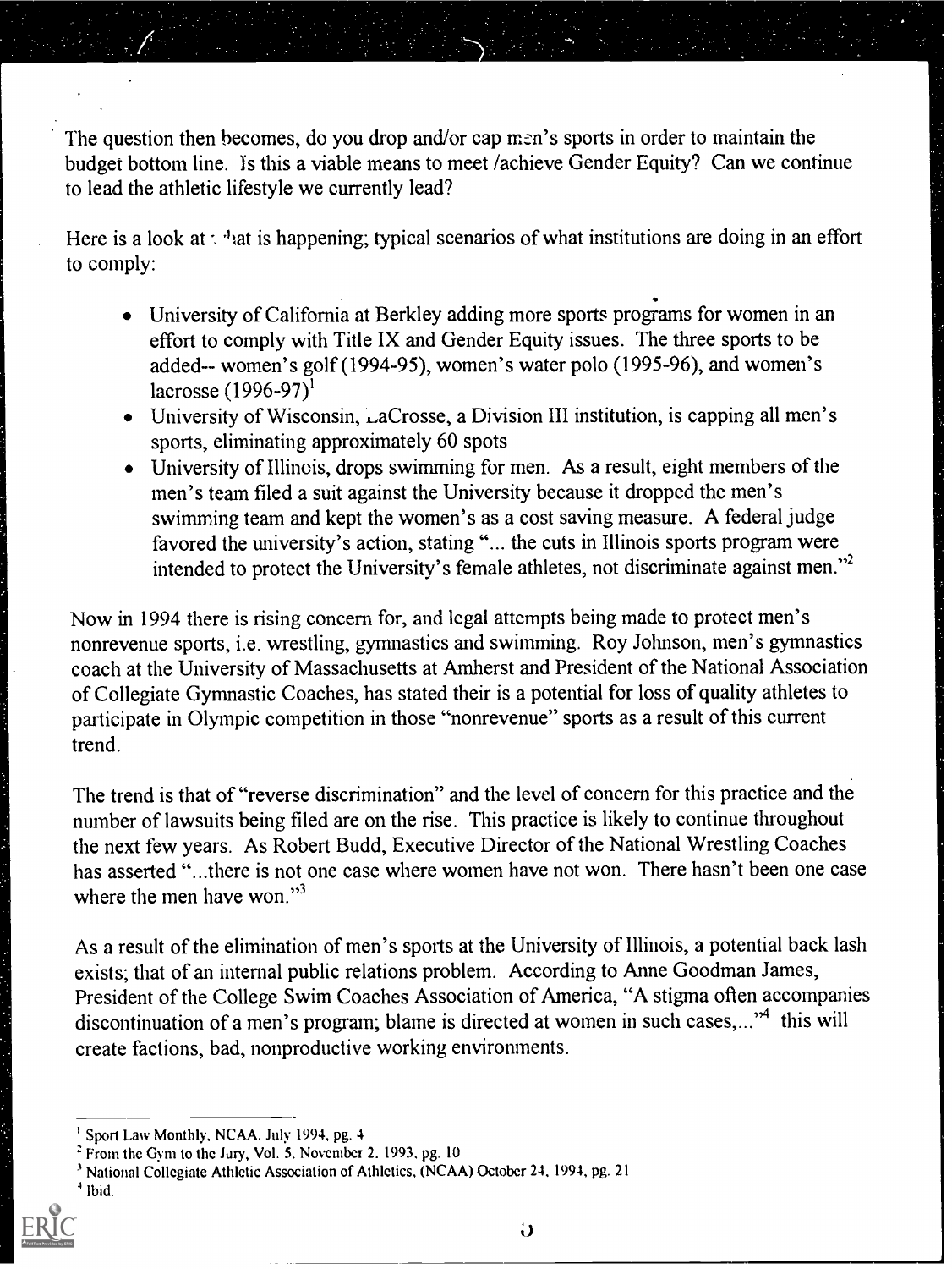The question then becomes, do you drop and/or cap men's sports in order to maintain the budget bottom line. Is this a viable means to meet /achieve Gender Equity? Can we continue to lead the athletic lifestyle we currently lead?

Here is a look at what is happening; typical scenarios of what institutions are doing in an effort to comply:

- University of California at Berkley adding more sports programs for women in an effort to comply with Title IX and Gender Equity issues. The three sports to be added-- women's golf (1994-95), women's water polo (1995-96), and women's lacrosse (1996-97)[1]
- University of Wisconsin, LaCrosse, a Division III institution, is capping all men's sports, eliminating approximately 60 spots
- University of Illinois, drops swimming for men. As a result, eight members of the men's team filed a suit against the University because it dropped the men's swimming team and kept the women's as a cost saving measure. A federal judge favored the university's action, stating "... the cuts in Illinois sports program were intended to protect the University's female athletes, not discriminate against men."[2]

Now in 1994 there is rising concern for, and legal attempts being made to protect men's nonrevenue sports, i.e. wrestling, gymnastics and swimming. Roy Johnson, men's gymnastics coach at the University of Massachusetts at Amherst and President of the National Association of Collegiate Gymnastic Coaches, has stated their is a potential for loss of quality athletes to participate in Olympic competition in those "nonrevenue" sports as a result of this current trend.

The trend is that of "reverse discrimination" and the level of concern for this practice and the number of lawsuits being filed are on the rise. This practice is likely to continue throughout the next few years. As Robert Budd, Executive Director of the National Wrestling Coaches has asserted "...there is not one case where women have not won. There hasn't been one case where the men have won."[3]

As a result of the elimination of men's sports at the University of Illinois, a potential back lash exists; that of an internal public relations problem. According to Anne Goodman James, President of the College Swim Coaches Association of America, "A stigma often accompanies discontinuation of a men's program; blame is directed at women in such cases,..."[4] this will create factions, bad, nonproductive working environments.

---

[1] Sport Law Monthly, NCAA, July 1994, pg. 4

[2] From the Gym to the Jury, Vol. 5, November 2, 1993, pg. 10

[3] National Collegiate Athletic Association of Athletics, (NCAA) October 24, 1994, pg. 21

[4] Ibid.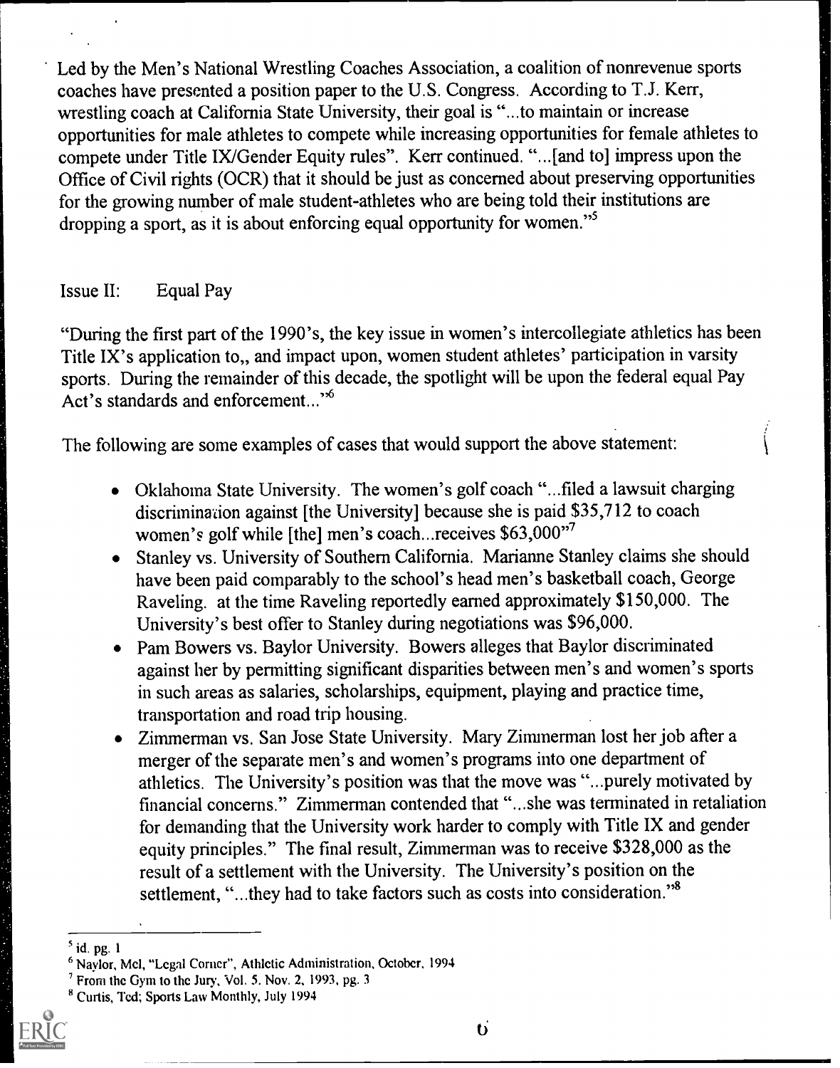Led by the Men's National Wrestling Coaches Association, a coalition of nonrevenue sports coaches have presented a position paper to the U.S. Congress. According to T.J. Kerr, wrestling coach at California State University, their goal is "...to maintain or increase opportunities for male athletes to compete while increasing opportunities for female athletes to compete under Title IX/Gender Equity rules". Kerr continued. "...[and to] impress upon the Office of Civil rights (OCR) that it should be just as concerned about preserving opportunities for the growing number of male student-athletes who are being told their institutions are dropping a sport, as it is about enforcing equal opportunity for women."[5]

Issue II: Equal Pay

"During the first part of the 1990's, the key issue in women's intercollegiate athletics has been Title IX's application to,, and impact upon, women student athletes' participation in varsity sports. During the remainder of this decade, the spotlight will be upon the federal equal Pay Act's standards and enforcement..."[6]

The following are some examples of cases that would support the above statement:

- Oklahoma State University. The women's golf coach "...filed a lawsuit charging discrimination against [the University] because she is paid $35,712 to coach women's golf while [the] men's coach...receives $63,000"[7]
- Stanley vs. University of Southern California. Marianne Stanley claims she should have been paid comparably to the school's head men's basketball coach, George Raveling. at the time Raveling reportedly earned approximately $150,000. The University's best offer to Stanley during negotiations was $96,000.
- Pam Bowers vs. Baylor University. Bowers alleges that Baylor discriminated against her by permitting significant disparities between men's and women's sports in such areas as salaries, scholarships, equipment, playing and practice time, transportation and road trip housing.
- Zimmerman vs. San Jose State University. Mary Zimmerman lost her job after a merger of the separate men's and women's programs into one department of athletics. The University's position was that the move was "...purely motivated by financial concerns." Zimmerman contended that "...she was terminated in retaliation for demanding that the University work harder to comply with Title IX and gender equity principles." The final result, Zimmerman was to receive $328,000 as the result of a settlement with the University. The University's position on the settlement, "...they had to take factors such as costs into consideration."[8]

---

[5] id. pg. 1

[6] Naylor, Mel, "Legal Corner", Athletic Administration, October, 1994

[7] From the Gym to the Jury, Vol. 5. Nov. 2, 1993, pg. 3

[8] Curtis, Ted; Sports Law Monthly, July 1994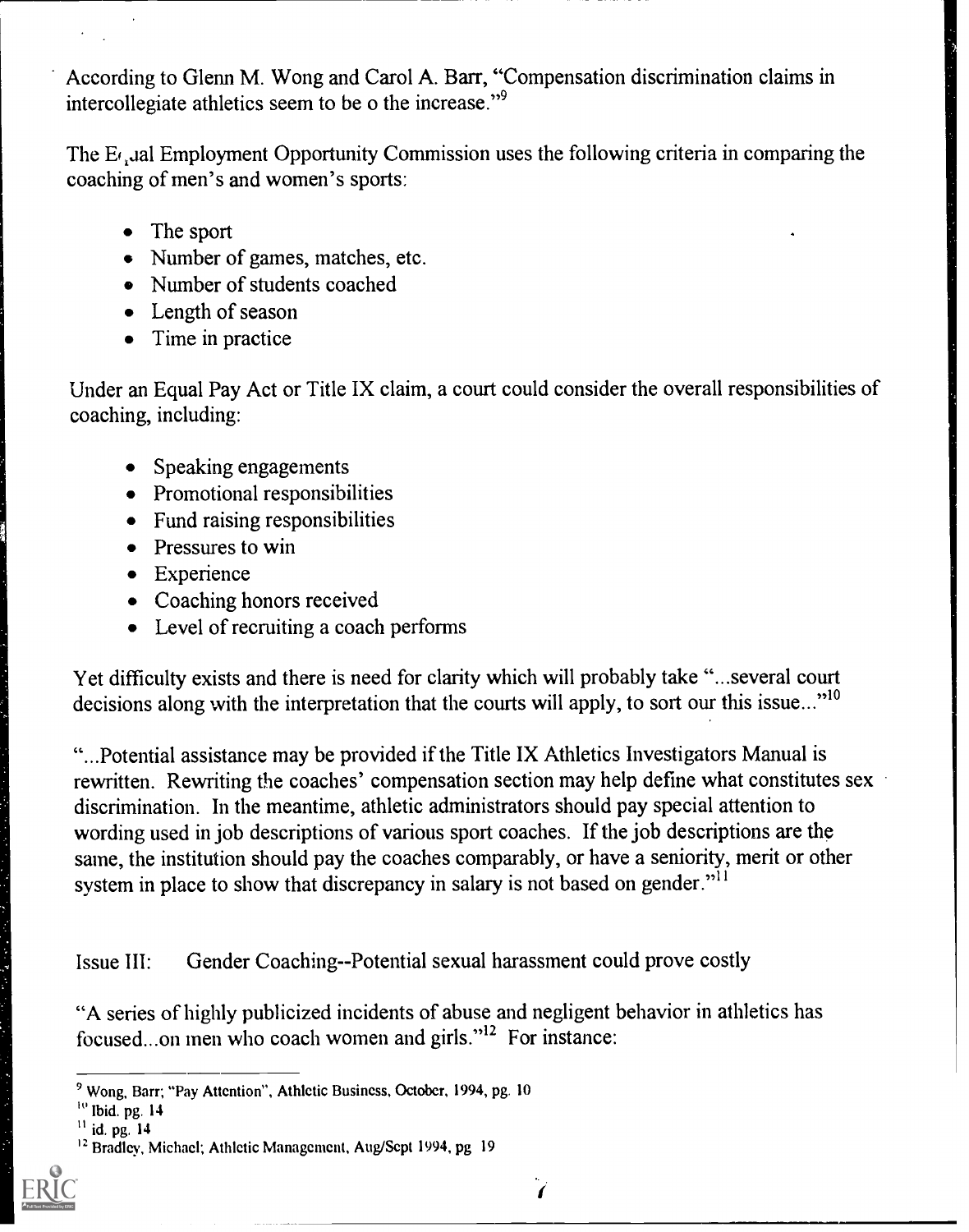According to Glenn M. Wong and Carol A. Barr, "Compensation discrimination claims in intercollegiate athletics seem to be o the increase."[9]

The E(ual Employment Opportunity Commission uses the following criteria in comparing the coaching of men's and women's sports:

- The sport
- Number of games, matches, etc.
- Number of students coached
- Length of season
- Time in practice

Under an Equal Pay Act or Title IX claim, a court could consider the overall responsibilities of coaching, including:

- Speaking engagements
- Promotional responsibilities
- Fund raising responsibilities
- Pressures to win
- Experience
- Coaching honors received
- Level of recruiting a coach performs

Yet difficulty exists and there is need for clarity which will probably take "...several court decisions along with the interpretation that the courts will apply, to sort our this issue..."[10]

"...Potential assistance may be provided if the Title IX Athletics Investigators Manual is rewritten. Rewriting the coaches' compensation section may help define what constitutes sex discrimination. In the meantime, athletic administrators should pay special attention to wording used in job descriptions of various sport coaches. If the job descriptions are the same, the institution should pay the coaches comparably, or have a seniority, merit or other system in place to show that discrepancy in salary is not based on gender."[11]

Issue III: Gender Coaching--Potential sexual harassment could prove costly

"A series of highly publicized incidents of abuse and negligent behavior in athletics has focused...on men who coach women and girls."[12] For instance:

---

[9] Wong, Barr; "Pay Attention", Athletic Business, October, 1994, pg. 10

[10] Ibid. pg. 14

[11] id. pg. 14

[12] Bradley, Michael; Athletic Management, Aug/Sept 1994, pg 19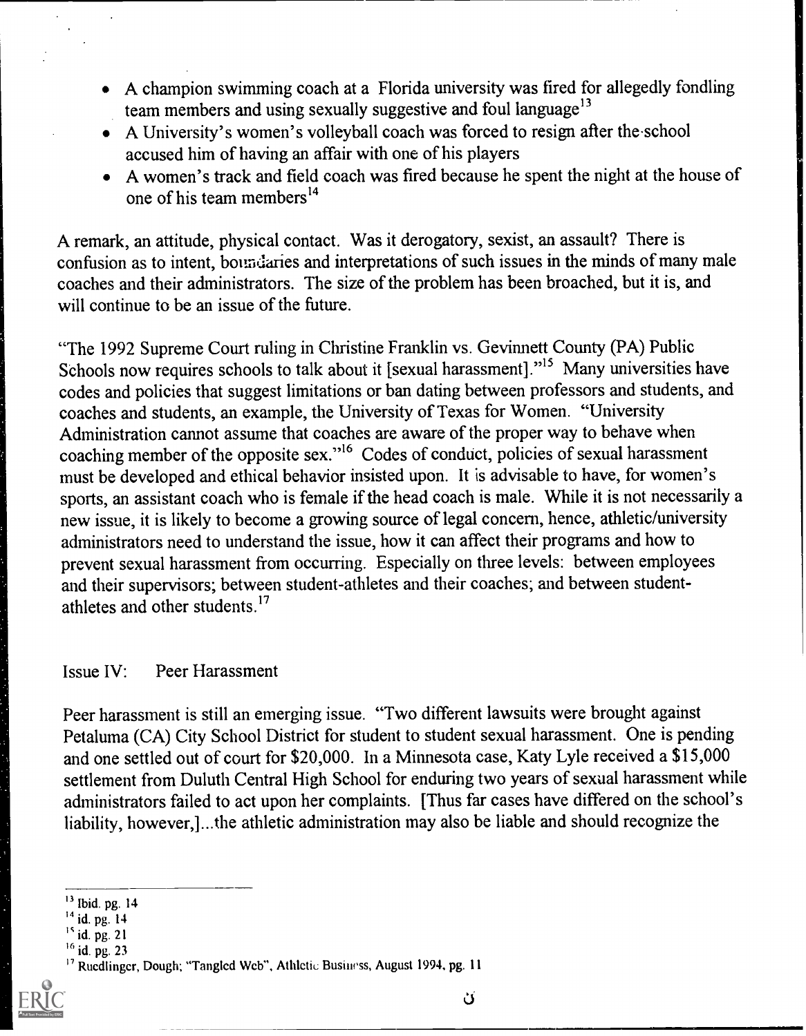- A champion swimming coach at a Florida university was fired for allegedly fondling team members and using sexually suggestive and foul language[13]
- A University's women's volleyball coach was forced to resign after the school accused him of having an affair with one of his players
- A women's track and field coach was fired because he spent the night at the house of one of his team members[14]

A remark, an attitude, physical contact. Was it derogatory, sexist, an assault? There is confusion as to intent, boundaries and interpretations of such issues in the minds of many male coaches and their administrators. The size of the problem has been broached, but it is, and will continue to be an issue of the future.

"The 1992 Supreme Court ruling in Christine Franklin vs. Gevinnett County (PA) Public Schools now requires schools to talk about it [sexual harassment]."[15] Many universities have codes and policies that suggest limitations or ban dating between professors and students, and coaches and students, an example, the University of Texas for Women. "University Administration cannot assume that coaches are aware of the proper way to behave when coaching member of the opposite sex."[16] Codes of conduct, policies of sexual harassment must be developed and ethical behavior insisted upon. It is advisable to have, for women's sports, an assistant coach who is female if the head coach is male. While it is not necessarily a new issue, it is likely to become a growing source of legal concern, hence, athletic/university administrators need to understand the issue, how it can affect their programs and how to prevent sexual harassment from occurring. Especially on three levels: between employees and their supervisors; between student-athletes and their coaches; and between student-athletes and other students.[17]

Issue IV: Peer Harassment

Peer harassment is still an emerging issue. "Two different lawsuits were brought against Petaluma (CA) City School District for student to student sexual harassment. One is pending and one settled out of court for $20,000. In a Minnesota case, Katy Lyle received a $15,000 settlement from Duluth Central High School for enduring two years of sexual harassment while administrators failed to act upon her complaints. [Thus far cases have differed on the school's liability, however,]...the athletic administration may also be liable and should recognize the

---

[13] Ibid. pg. 14
[14] id. pg. 14
[15] id. pg. 21
[16] id. pg. 23
[17] Ruedlinger, Dough; "Tangled Web", Athletic Business, August 1994, pg. 11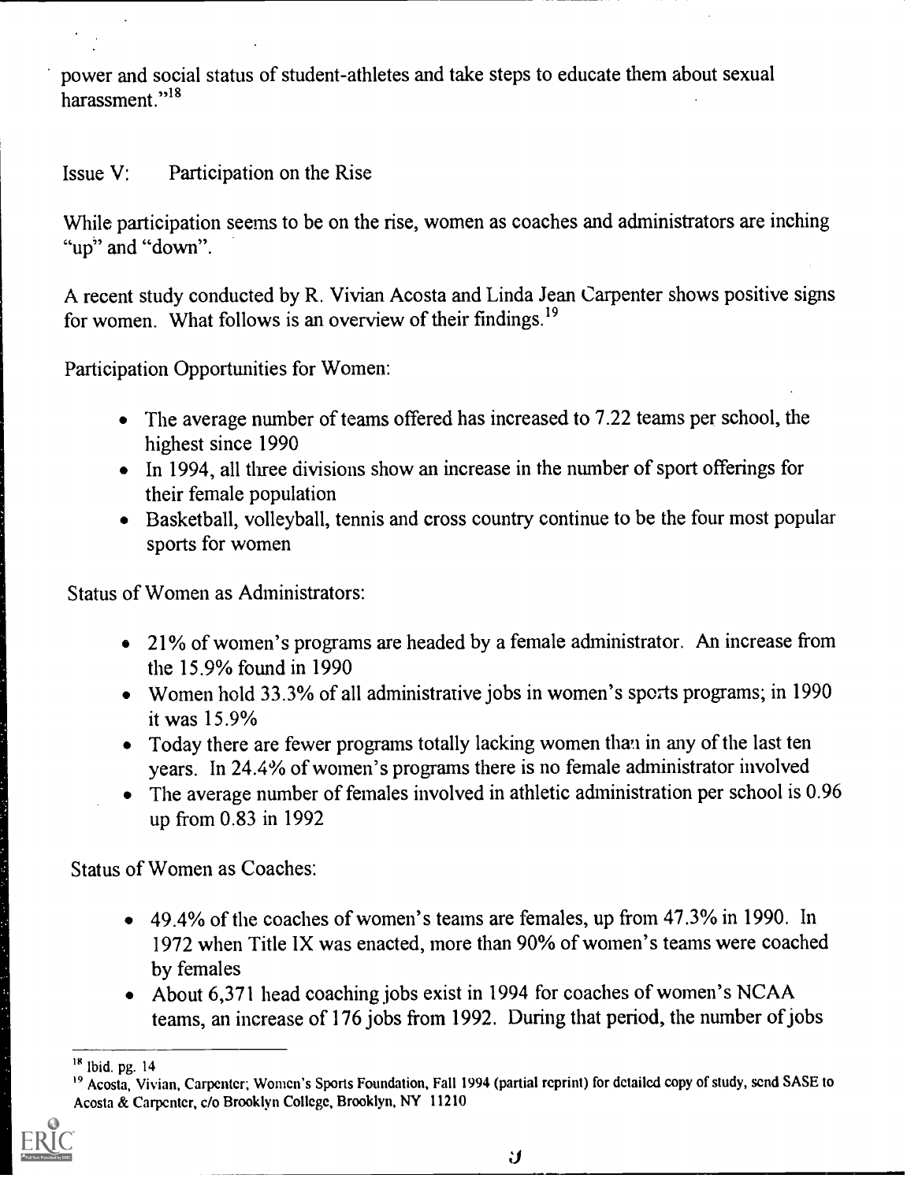power and social status of student-athletes and take steps to educate them about sexual harassment."[18]

Issue V: Participation on the Rise

While participation seems to be on the rise, women as coaches and administrators are inching "up" and "down".

A recent study conducted by R. Vivian Acosta and Linda Jean Carpenter shows positive signs for women. What follows is an overview of their findings.[19]

Participation Opportunities for Women:

- The average number of teams offered has increased to 7.22 teams per school, the highest since 1990
- In 1994, all three divisions show an increase in the number of sport offerings for their female population
- Basketball, volleyball, tennis and cross country continue to be the four most popular sports for women

Status of Women as Administrators:

- 21% of women's programs are headed by a female administrator. An increase from the 15.9% found in 1990
- Women hold 33.3% of all administrative jobs in women's sports programs; in 1990 it was 15.9%
- Today there are fewer programs totally lacking women than in any of the last ten years. In 24.4% of women's programs there is no female administrator involved
- The average number of females involved in athletic administration per school is 0.96 up from 0.83 in 1992

Status of Women as Coaches:

- 49.4% of the coaches of women's teams are females, up from 47.3% in 1990. In 1972 when Title IX was enacted, more than 90% of women's teams were coached by females
- About 6,371 head coaching jobs exist in 1994 for coaches of women's NCAA teams, an increase of 176 jobs from 1992. During that period, the number of jobs

[18] Ibid. pg. 14

[19] Acosta, Vivian, Carpenter; Women's Sports Foundation, Fall 1994 (partial reprint) for detailed copy of study, send SASE to Acosta & Carpenter, c/o Brooklyn College, Brooklyn, NY 11210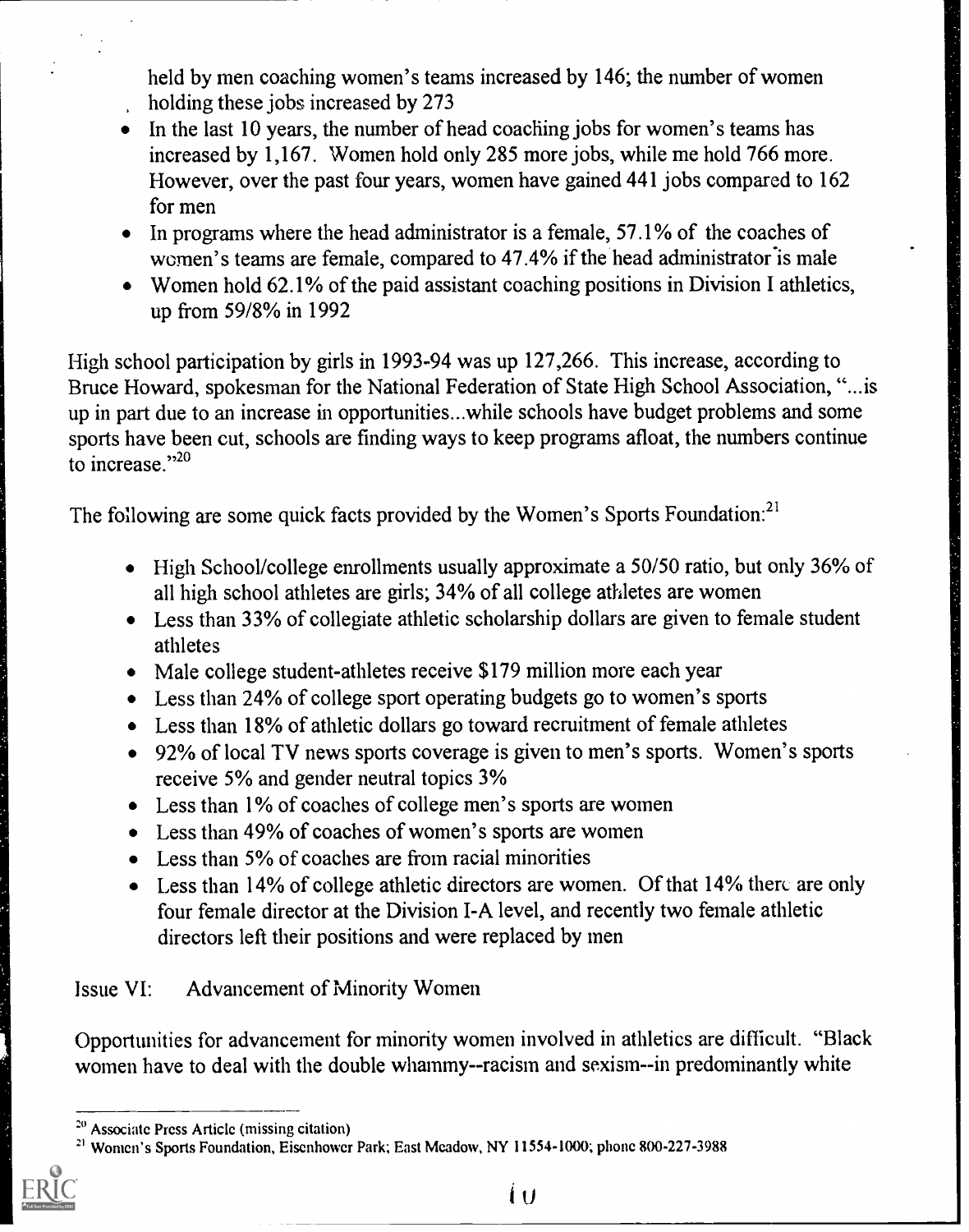held by men coaching women's teams increased by 146; the number of women holding these jobs increased by 273

- In the last 10 years, the number of head coaching jobs for women's teams has increased by 1,167. Women hold only 285 more jobs, while me hold 766 more. However, over the past four years, women have gained 441 jobs compared to 162 for men
- In programs where the head administrator is a female, 57.1% of the coaches of women's teams are female, compared to 47.4% if the head administrator is male
- Women hold 62.1% of the paid assistant coaching positions in Division I athletics, up from 59/8% in 1992

High school participation by girls in 1993-94 was up 127,266. This increase, according to Bruce Howard, spokesman for the National Federation of State High School Association, "...is up in part due to an increase in opportunities...while schools have budget problems and some sports have been cut, schools are finding ways to keep programs afloat, the numbers continue to increase."[20]

The following are some quick facts provided by the Women's Sports Foundation:[21]

- High School/college enrollments usually approximate a 50/50 ratio, but only 36% of all high school athletes are girls; 34% of all college athletes are women
- Less than 33% of collegiate athletic scholarship dollars are given to female student athletes
- Male college student-athletes receive $179 million more each year
- Less than 24% of college sport operating budgets go to women's sports
- Less than 18% of athletic dollars go toward recruitment of female athletes
- 92% of local TV news sports coverage is given to men's sports. Women's sports receive 5% and gender neutral topics 3%
- Less than 1% of coaches of college men's sports are women
- Less than 49% of coaches of women's sports are women
- Less than 5% of coaches are from racial minorities
- Less than 14% of college athletic directors are women. Of that 14% there are only four female director at the Division I-A level, and recently two female athletic directors left their positions and were replaced by men

Issue VI: Advancement of Minority Women

Opportunities for advancement for minority women involved in athletics are difficult. "Black women have to deal with the double whammy--racism and sexism--in predominantly white

[20] Associate Press Article (missing citation)

[21] Women's Sports Foundation, Eisenhower Park; East Meadow, NY 11554-1000; phone 800-227-3988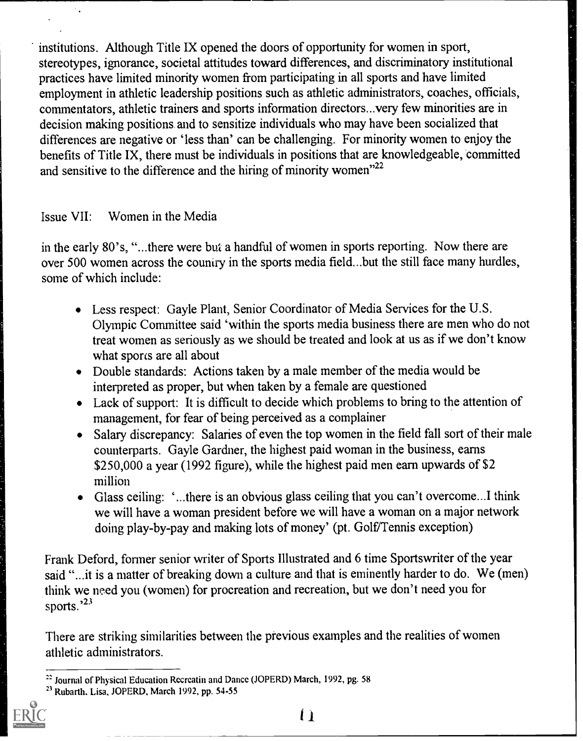institutions. Although Title IX opened the doors of opportunity for women in sport, stereotypes, ignorance, societal attitudes toward differences, and discriminatory institutional practices have limited minority women from participating in all sports and have limited employment in athletic leadership positions such as athletic administrators, coaches, officials, commentators, athletic trainers and sports information directors...very few minorities are in decision making positions and to sensitize individuals who may have been socialized that differences are negative or 'less than' can be challenging. For minority women to enjoy the benefits of Title IX, there must be individuals in positions that are knowledgeable, committed and sensitive to the difference and the hiring of minority women"[22]

Issue VII: Women in the Media

in the early 80's, "...there were but a handful of women in sports reporting. Now there are over 500 women across the country in the sports media field...but the still face many hurdles, some of which include:

- Less respect: Gayle Plant, Senior Coordinator of Media Services for the U.S. Olympic Committee said 'within the sports media business there are men who do not treat women as seriously as we should be treated and look at us as if we don't know what sports are all about
- Double standards: Actions taken by a male member of the media would be interpreted as proper, but when taken by a female are questioned
- Lack of support: It is difficult to decide which problems to bring to the attention of management, for fear of being perceived as a complainer
- Salary discrepancy: Salaries of even the top women in the field fall sort of their male counterparts. Gayle Gardner, the highest paid woman in the business, earns \$250,000 a year (1992 figure), while the highest paid men earn upwards of \$2 million
- Glass ceiling: '...there is an obvious glass ceiling that you can't overcome...I think we will have a woman president before we will have a woman on a major network doing play-by-pay and making lots of money' (pt. Golf/Tennis exception)

Frank Deford, former senior writer of Sports Illustrated and 6 time Sportswriter of the year said "...it is a matter of breaking down a culture and that is eminently harder to do. We (men) think we need you (women) for procreation and recreation, but we don't need you for sports.'[23]

There are striking similarities between the previous examples and the realities of women athletic administrators.

[22] Journal of Physical Education Recreatin and Dance (JOPERD) March, 1992, pg. 58

[23] Rubarth, Lisa, JOPERD, March 1992, pp. 54-55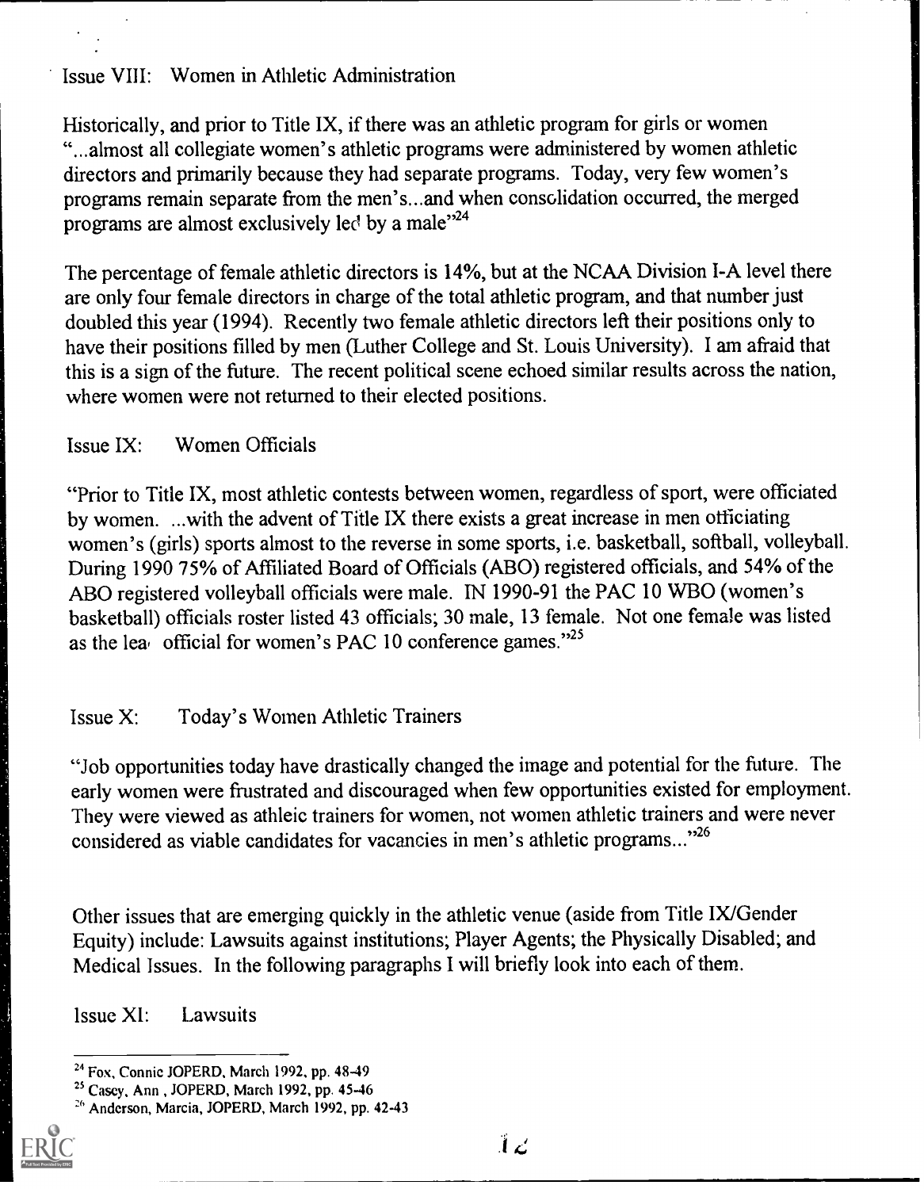Issue VIII: Women in Athletic Administration

Historically, and prior to Title IX, if there was an athletic program for girls or women "...almost all collegiate women's athletic programs were administered by women athletic directors and primarily because they had separate programs. Today, very few women's programs remain separate from the men's...and when consolidation occurred, the merged programs are almost exclusively led by a male"[24]

The percentage of female athletic directors is 14%, but at the NCAA Division I-A level there are only four female directors in charge of the total athletic program, and that number just doubled this year (1994). Recently two female athletic directors left their positions only to have their positions filled by men (Luther College and St. Louis University). I am afraid that this is a sign of the future. The recent political scene echoed similar results across the nation, where women were not returned to their elected positions.

Issue IX: Women Officials

"Prior to Title IX, most athletic contests between women, regardless of sport, were officiated by women. ...with the advent of Title IX there exists a great increase in men officiating women's (girls) sports almost to the reverse in some sports, i.e. basketball, softball, volleyball. During 1990 75% of Affiliated Board of Officials (ABO) registered officials, and 54% of the ABO registered volleyball officials were male. IN 1990-91 the PAC 10 WBO (women's basketball) officials roster listed 43 officials; 30 male, 13 female. Not one female was listed as the lead official for women's PAC 10 conference games."[25]

Issue X: Today's Women Athletic Trainers

"Job opportunities today have drastically changed the image and potential for the future. The early women were frustrated and discouraged when few opportunities existed for employment. They were viewed as athleic trainers for women, not women athletic trainers and were never considered as viable candidates for vacancies in men's athletic programs..."[26]

Other issues that are emerging quickly in the athletic venue (aside from Title IX/Gender Equity) include: Lawsuits against institutions; Player Agents; the Physically Disabled; and Medical Issues. In the following paragraphs I will briefly look into each of them.

Issue XI: Lawsuits

---

[24] Fox, Connie JOPERD, March 1992, pp. 48-49

[25] Casey, Ann , JOPERD, March 1992, pp. 45-46

[26] Anderson, Marcia, JOPERD, March 1992, pp. 42-43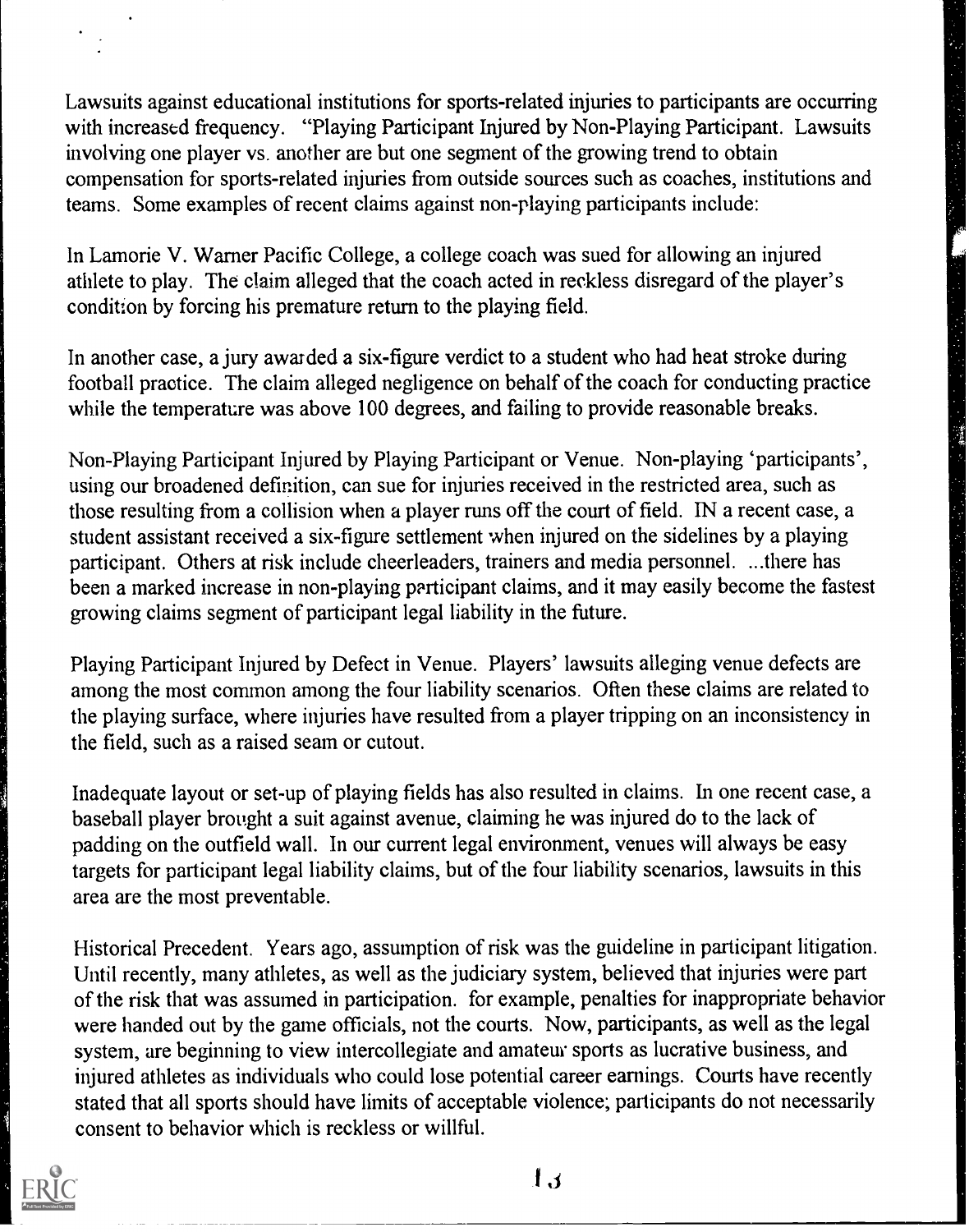Lawsuits against educational institutions for sports-related injuries to participants are occurring with increased frequency. "Playing Participant Injured by Non-Playing Participant. Lawsuits involving one player vs. another are but one segment of the growing trend to obtain compensation for sports-related injuries from outside sources such as coaches, institutions and teams. Some examples of recent claims against non-playing participants include:

In Lamorie V. Warner Pacific College, a college coach was sued for allowing an injured athlete to play. The claim alleged that the coach acted in reckless disregard of the player's condition by forcing his premature return to the playing field.

In another case, a jury awarded a six-figure verdict to a student who had heat stroke during football practice. The claim alleged negligence on behalf of the coach for conducting practice while the temperature was above 100 degrees, and failing to provide reasonable breaks.

Non-Playing Participant Injured by Playing Participant or Venue. Non-playing 'participants', using our broadened definition, can sue for injuries received in the restricted area, such as those resulting from a collision when a player runs off the court of field. IN a recent case, a student assistant received a six-figure settlement when injured on the sidelines by a playing participant. Others at risk include cheerleaders, trainers and media personnel. ...there has been a marked increase in non-playing participant claims, and it may easily become the fastest growing claims segment of participant legal liability in the future.

Playing Participant Injured by Defect in Venue. Players' lawsuits alleging venue defects are among the most common among the four liability scenarios. Often these claims are related to the playing surface, where injuries have resulted from a player tripping on an inconsistency in the field, such as a raised seam or cutout.

Inadequate layout or set-up of playing fields has also resulted in claims. In one recent case, a baseball player brought a suit against avenue, claiming he was injured do to the lack of padding on the outfield wall. In our current legal environment, venues will always be easy targets for participant legal liability claims, but of the four liability scenarios, lawsuits in this area are the most preventable.

Historical Precedent. Years ago, assumption of risk was the guideline in participant litigation. Until recently, many athletes, as well as the judiciary system, believed that injuries were part of the risk that was assumed in participation. for example, penalties for inappropriate behavior were handed out by the game officials, not the courts. Now, participants, as well as the legal system, are beginning to view intercollegiate and amateur sports as lucrative business, and injured athletes as individuals who could lose potential career earnings. Courts have recently stated that all sports should have limits of acceptable violence; participants do not necessarily consent to behavior which is reckless or willful.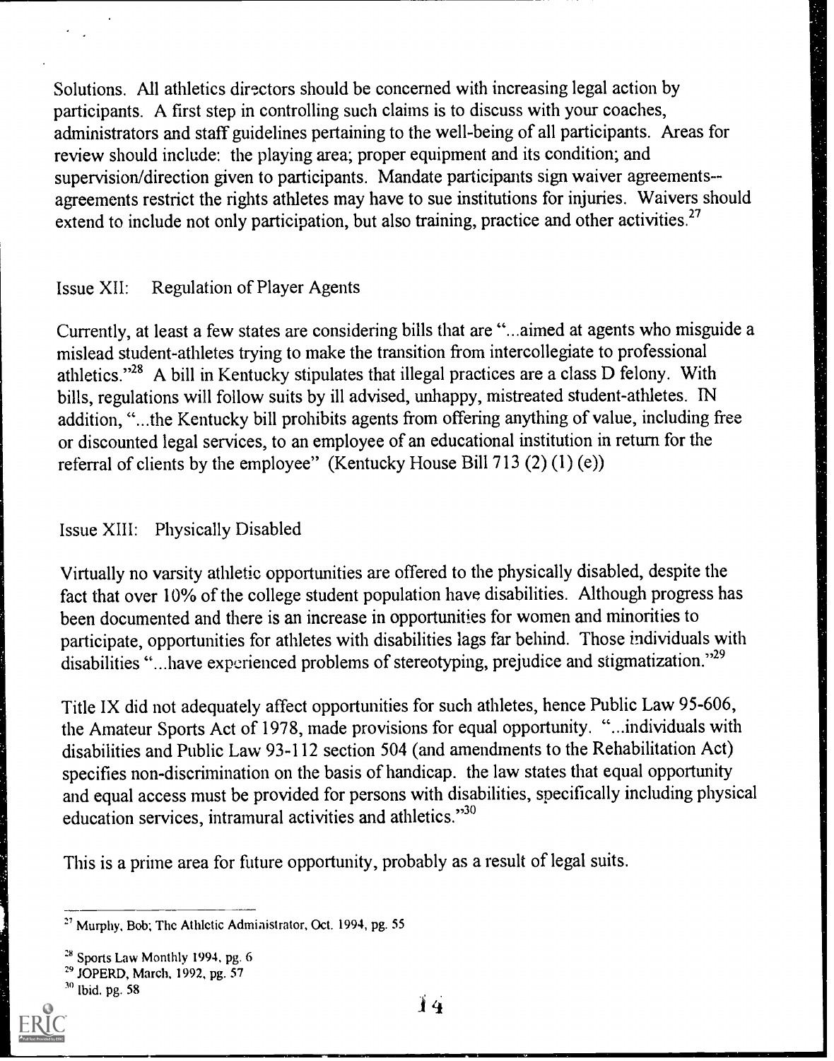Solutions. All athletics directors should be concerned with increasing legal action by participants. A first step in controlling such claims is to discuss with your coaches, administrators and staff guidelines pertaining to the well-being of all participants. Areas for review should include: the playing area; proper equipment and its condition; and supervision/direction given to participants. Mandate participants sign waiver agreements--agreements restrict the rights athletes may have to sue institutions for injuries. Waivers should extend to include not only participation, but also training, practice and other activities.[27]

Issue XII: Regulation of Player Agents

Currently, at least a few states are considering bills that are "...aimed at agents who misguide a mislead student-athletes trying to make the transition from intercollegiate to professional athletics."[28] A bill in Kentucky stipulates that illegal practices are a class D felony. With bills, regulations will follow suits by ill advised, unhappy, mistreated student-athletes. IN addition, "...the Kentucky bill prohibits agents from offering anything of value, including free or discounted legal services, to an employee of an educational institution in return for the referral of clients by the employee" (Kentucky House Bill 713 (2) (1) (e))

Issue XIII: Physically Disabled

Virtually no varsity athletic opportunities are offered to the physically disabled, despite the fact that over 10% of the college student population have disabilities. Although progress has been documented and there is an increase in opportunities for women and minorities to participate, opportunities for athletes with disabilities lags far behind. Those individuals with disabilities "...have experienced problems of stereotyping, prejudice and stigmatization."[29]

Title IX did not adequately affect opportunities for such athletes, hence Public Law 95-606, the Amateur Sports Act of 1978, made provisions for equal opportunity. "...individuals with disabilities and Public Law 93-112 section 504 (and amendments to the Rehabilitation Act) specifies non-discrimination on the basis of handicap. the law states that equal opportunity and equal access must be provided for persons with disabilities, specifically including physical education services, intramural activities and athletics."[30]

This is a prime area for future opportunity, probably as a result of legal suits.

---

[27] Murphy, Bob; The Athletic Administrator, Oct. 1994, pg. 55

[28] Sports Law Monthly 1994, pg. 6

[29] JOPERD, March, 1992, pg. 57

[30] Ibid. pg. 58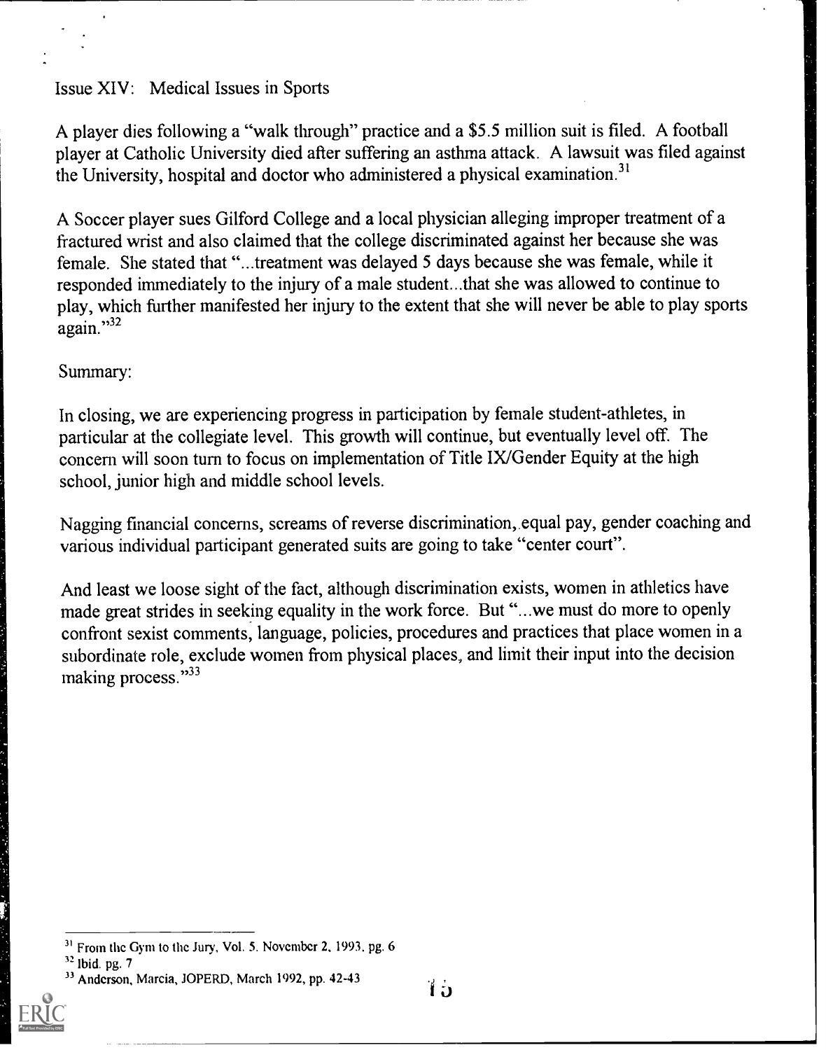Issue XIV: Medical Issues in Sports

A player dies following a "walk through" practice and a $5.5 million suit is filed. A football player at Catholic University died after suffering an asthma attack. A lawsuit was filed against the University, hospital and doctor who administered a physical examination.[31]

A Soccer player sues Gilford College and a local physician alleging improper treatment of a fractured wrist and also claimed that the college discriminated against her because she was female. She stated that "...treatment was delayed 5 days because she was female, while it responded immediately to the injury of a male student...that she was allowed to continue to play, which further manifested her injury to the extent that she will never be able to play sports again."[32]

Summary:

In closing, we are experiencing progress in participation by female student-athletes, in particular at the collegiate level. This growth will continue, but eventually level off. The concern will soon turn to focus on implementation of Title IX/Gender Equity at the high school, junior high and middle school levels.

Nagging financial concerns, screams of reverse discrimination, equal pay, gender coaching and various individual participant generated suits are going to take "center court".

And least we loose sight of the fact, although discrimination exists, women in athletics have made great strides in seeking equality in the work force. But "...we must do more to openly confront sexist comments, language, policies, procedures and practices that place women in a subordinate role, exclude women from physical places, and limit their input into the decision making process."[33]

---

[31] From the Gym to the Jury, Vol. 5. November 2, 1993. pg. 6

[32] Ibid. pg. 7

[33] Anderson, Marcia, JOPERD, March 1992, pp. 42-43